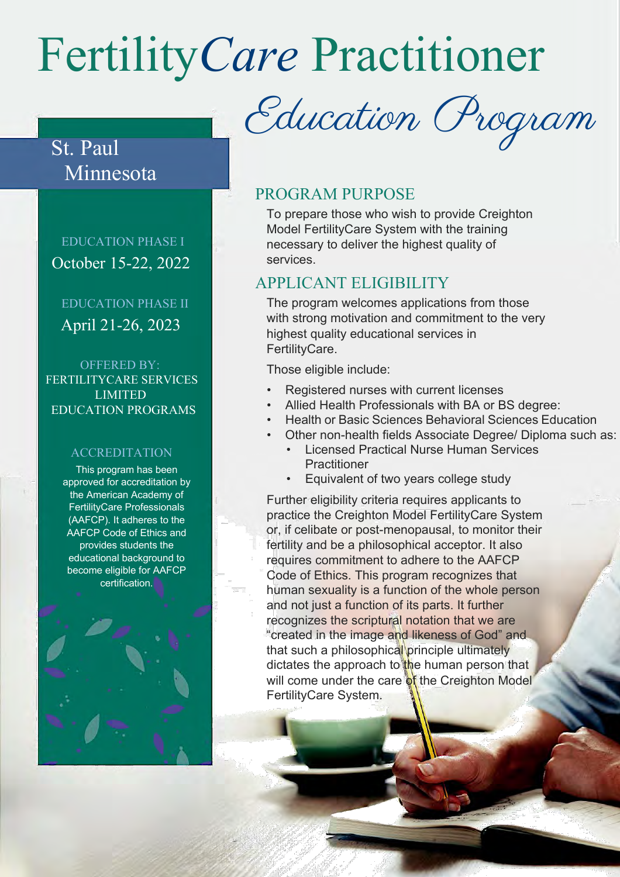# Fertility*Care* Practitioner

## *Education Program*

**St. Paul Minnesota**

EDUCATION PHASE I
October 15-22, 2022

EDUCATION PHASE II
April 21-26, 2023

OFFERED BY:
FERTILITYCARE SERVICES LIMITED EDUCATION PROGRAMS

### ACCREDITATION

This program has been approved for accreditation by the American Academy of FertilityCare Professionals (AAFCP). It adheres to the AAFCP Code of Ethics and provides students the educational background to become eligible for AAFCP certification.

## PROGRAM PURPOSE

To prepare those who wish to provide Creighton Model FertilityCare System with the training necessary to deliver the highest quality of services.

## APPLICANT ELIGIBILITY

The program welcomes applications from those with strong motivation and commitment to the very highest quality educational services in FertilityCare.

Those eligible include:

- Registered nurses with current licenses
- Allied Health Professionals with BA or BS degree:
- Health or Basic Sciences Behavioral Sciences Education
- Other non-health fields Associate Degree/ Diploma such as:
  - Licensed Practical Nurse Human Services Practitioner
  - Equivalent of two years college study

Further eligibility criteria requires applicants to practice the Creighton Model FertilityCare System or, if celibate or post-menopausal, to monitor their fertility and be a philosophical acceptor. It also requires commitment to adhere to the AAFCP Code of Ethics. This program recognizes that human sexuality is a function of the whole person and not just a function of its parts. It further recognizes the scriptural notation that we are "created in the image and likeness of God" and that such a philosophical principle ultimately dictates the approach to the human person that will come under the care of the Creighton Model FertilityCare System.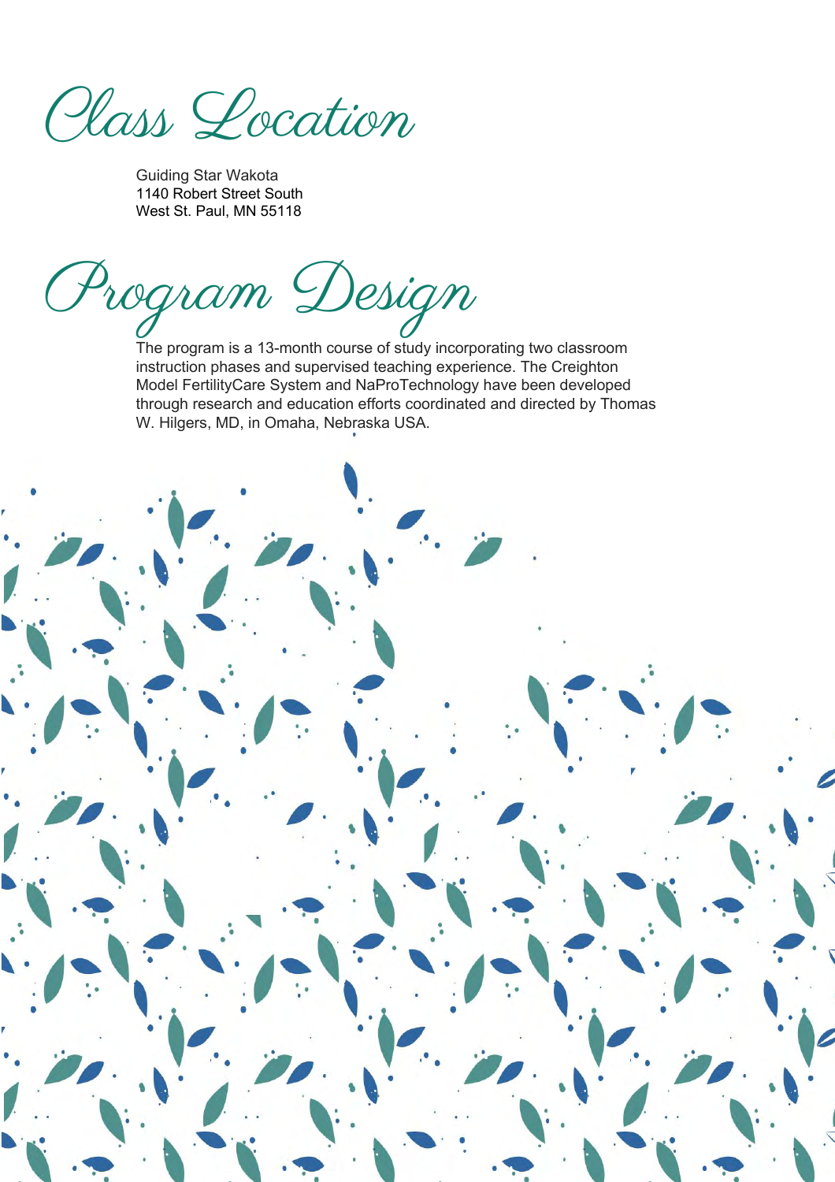# Class Location

Guiding Star Wakota
1140 Robert Street South
West St. Paul, MN 55118

# Program Design

The program is a 13-month course of study incorporating two classroom instruction phases and supervised teaching experience. The Creighton Model FertilityCare System and NaProTechnology have been developed through research and education efforts coordinated and directed by Thomas W. Hilgers, MD, in Omaha, Nebraska USA.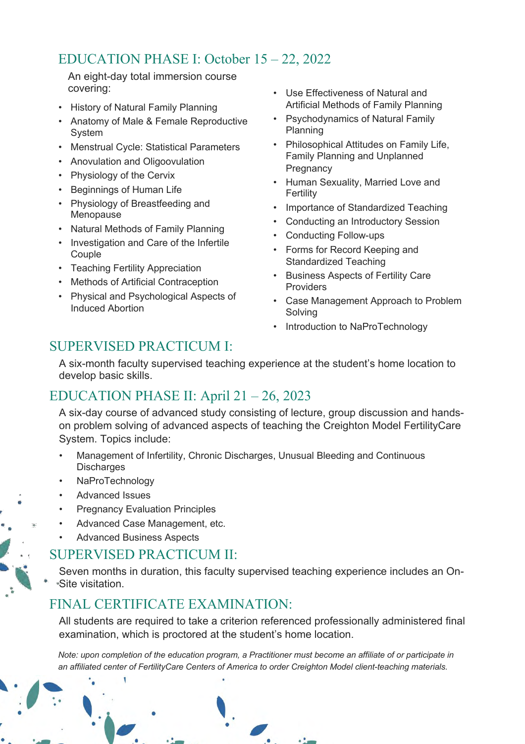## EDUCATION PHASE I: October 15 – 22, 2022

An eight-day total immersion course covering:

- History of Natural Family Planning
- Anatomy of Male & Female Reproductive System
- Menstrual Cycle: Statistical Parameters
- Anovulation and Oligoovulation
- Physiology of the Cervix
- Beginnings of Human Life
- Physiology of Breastfeeding and Menopause
- Natural Methods of Family Planning
- Investigation and Care of the Infertile Couple
- Teaching Fertility Appreciation
- Methods of Artificial Contraception
- Physical and Psychological Aspects of Induced Abortion
- Use Effectiveness of Natural and Artificial Methods of Family Planning
- Psychodynamics of Natural Family Planning
- Philosophical Attitudes on Family Life, Family Planning and Unplanned Pregnancy
- Human Sexuality, Married Love and Fertility
- Importance of Standardized Teaching
- Conducting an Introductory Session
- Conducting Follow-ups
- Forms for Record Keeping and Standardized Teaching
- Business Aspects of Fertility Care Providers
- Case Management Approach to Problem Solving
- Introduction to NaProTechnology

## SUPERVISED PRACTICUM I:

A six-month faculty supervised teaching experience at the student's home location to develop basic skills.

## EDUCATION PHASE II: April 21 – 26, 2023

A six-day course of advanced study consisting of lecture, group discussion and hands-on problem solving of advanced aspects of teaching the Creighton Model FertilityCare System. Topics include:

- Management of Infertility, Chronic Discharges, Unusual Bleeding and Continuous Discharges
- NaProTechnology
- Advanced Issues
- Pregnancy Evaluation Principles
- Advanced Case Management, etc.
- Advanced Business Aspects

## SUPERVISED PRACTICUM II:

Seven months in duration, this faculty supervised teaching experience includes an On-Site visitation.

## FINAL CERTIFICATE EXAMINATION:

All students are required to take a criterion referenced professionally administered final examination, which is proctored at the student's home location.

*Note: upon completion of the education program, a Practitioner must become an affiliate of or participate in an affiliated center of FertilityCare Centers of America to order Creighton Model client-teaching materials.*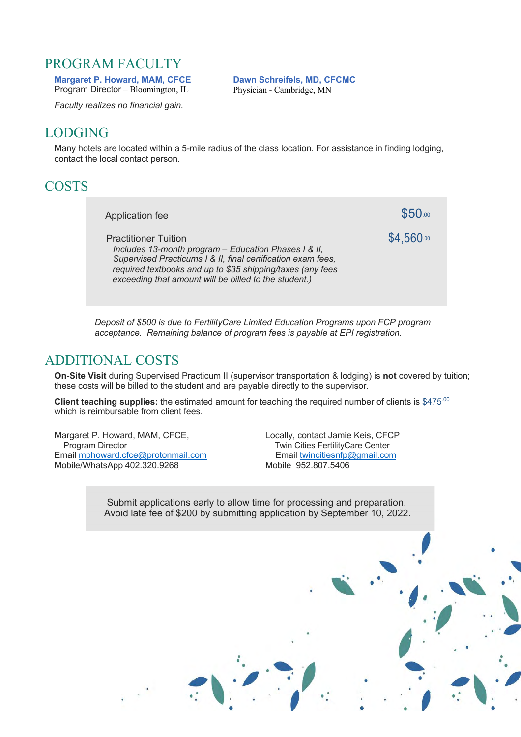## PROGRAM FACULTY

**Margaret P. Howard, MAM, CFCE**
Program Director – Bloomington, IL

**Dawn Schreifels, MD, CFCMC**
Physician - Cambridge, MN

*Faculty realizes no financial gain.*

## LODGING

Many hotels are located within a 5-mile radius of the class location. For assistance in finding lodging, contact the local contact person.

## COSTS

| | |
|---|---|
| Application fee | $50.00 |
| Practitioner Tuition<br>*Includes 13-month program – Education Phases I & II, Supervised Practicums I & II, final certification exam fees, required textbooks and up to $35 shipping/taxes (any fees exceeding that amount will be billed to the student.)* | $4,560.00 |

*Deposit of $500 is due to FertilityCare Limited Education Programs upon FCP program acceptance. Remaining balance of program fees is payable at EPI registration.*

## ADDITIONAL COSTS

**On-Site Visit** during Supervised Practicum II (supervisor transportation & lodging) is **not** covered by tuition; these costs will be billed to the student and are payable directly to the supervisor.

**Client teaching supplies:** the estimated amount for teaching the required number of clients is $475.00 which is reimbursable from client fees.

Margaret P. Howard, MAM, CFCE,
Program Director
Email mphoward.cfce@protonmail.com
Mobile/WhatsApp 402.320.9268

Locally, contact Jamie Keis, CFCP
Twin Cities FertilityCare Center
Email twincitiesnfp@gmail.com
Mobile 952.807.5406

Submit applications early to allow time for processing and preparation.
Avoid late fee of $200 by submitting application by September 10, 2022.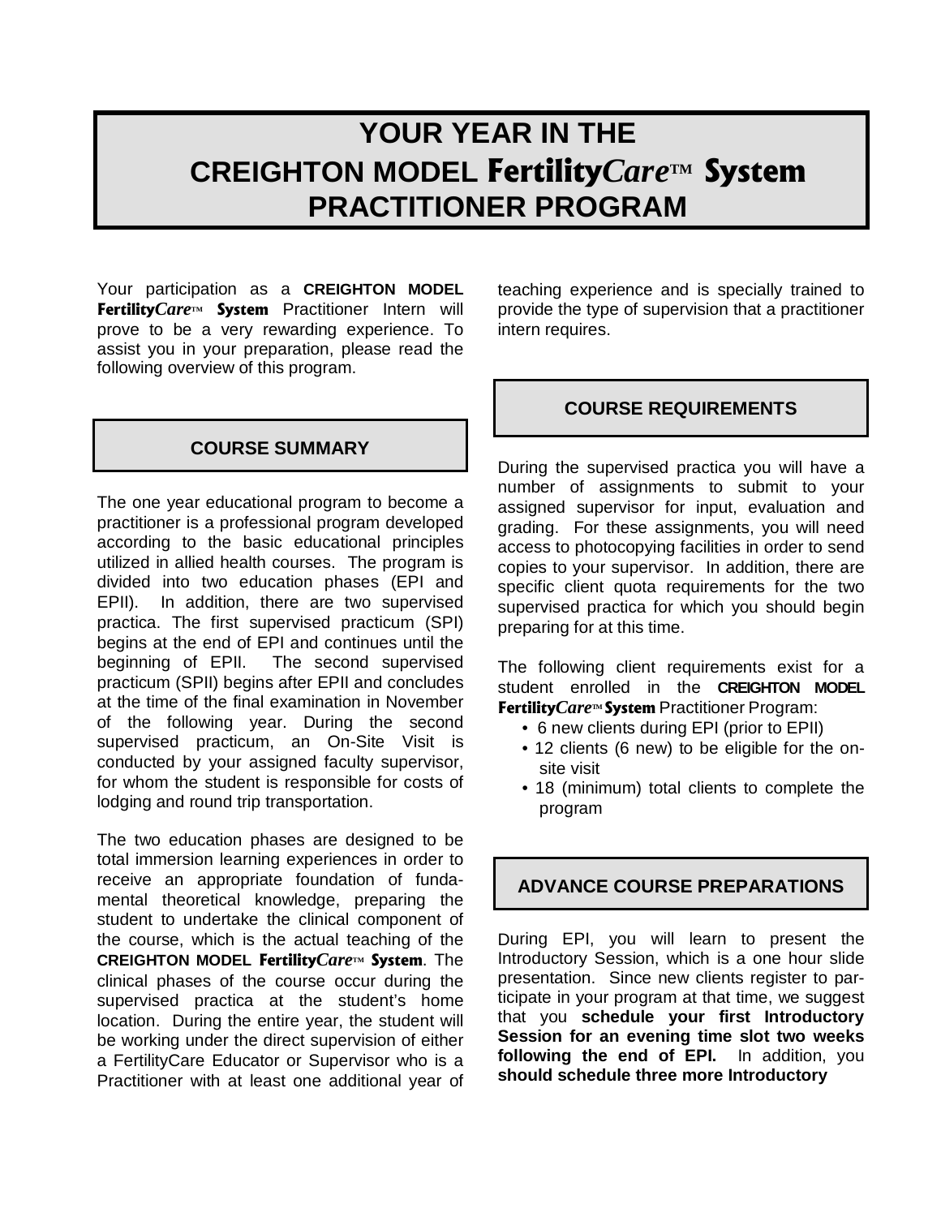# YOUR YEAR IN THE CREIGHTON MODEL **Fertility*Care*™ System** PRACTITIONER PROGRAM

Your participation as a **CREIGHTON MODEL Fertility*Care*™ System** Practitioner Intern will prove to be a very rewarding experience. To assist you in your preparation, please read the following overview of this program.

## COURSE SUMMARY

The one year educational program to become a practitioner is a professional program developed according to the basic educational principles utilized in allied health courses. The program is divided into two education phases (EPI and EPII). In addition, there are two supervised practica. The first supervised practicum (SPI) begins at the end of EPI and continues until the beginning of EPII. The second supervised practicum (SPII) begins after EPII and concludes at the time of the final examination in November of the following year. During the second supervised practicum, an On-Site Visit is conducted by your assigned faculty supervisor, for whom the student is responsible for costs of lodging and round trip transportation.

The two education phases are designed to be total immersion learning experiences in order to receive an appropriate foundation of fundamental theoretical knowledge, preparing the student to undertake the clinical component of the course, which is the actual teaching of the **CREIGHTON MODEL Fertility*Care*™ System**. The clinical phases of the course occur during the supervised practica at the student's home location. During the entire year, the student will be working under the direct supervision of either a FertilityCare Educator or Supervisor who is a Practitioner with at least one additional year of teaching experience and is specially trained to provide the type of supervision that a practitioner intern requires.

## COURSE REQUIREMENTS

During the supervised practica you will have a number of assignments to submit to your assigned supervisor for input, evaluation and grading. For these assignments, you will need access to photocopying facilities in order to send copies to your supervisor. In addition, there are specific client quota requirements for the two supervised practica for which you should begin preparing for at this time.

The following client requirements exist for a student enrolled in the **CREIGHTON MODEL Fertility*Care*™ System** Practitioner Program:

- 6 new clients during EPI (prior to EPII)
- 12 clients (6 new) to be eligible for the on-site visit
- 18 (minimum) total clients to complete the program

## ADVANCE COURSE PREPARATIONS

During EPI, you will learn to present the Introductory Session, which is a one hour slide presentation. Since new clients register to participate in your program at that time, we suggest that you **schedule your first Introductory Session for an evening time slot two weeks following the end of EPI.** In addition, you **should schedule three more Introductory**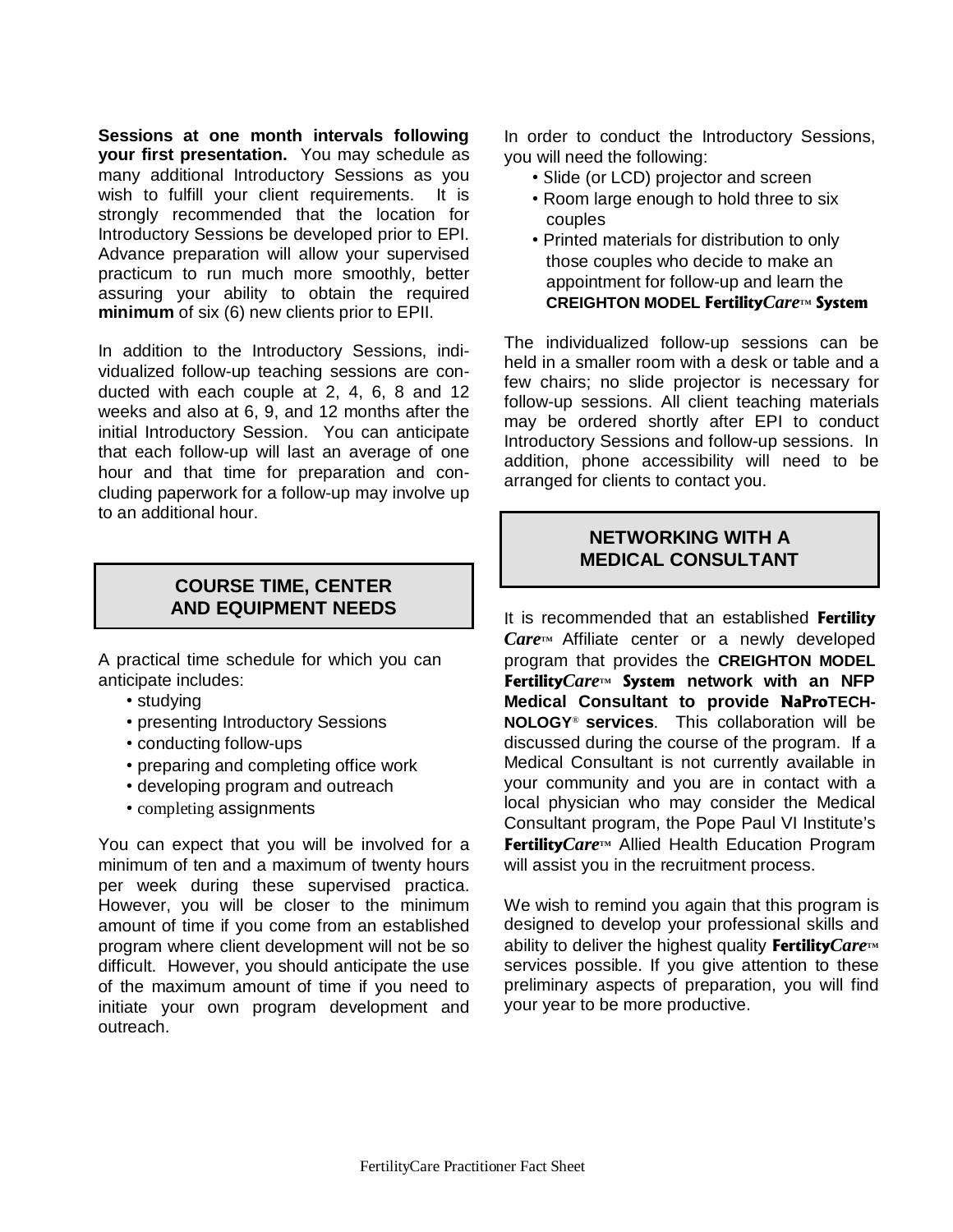**Sessions at one month intervals following your first presentation.** You may schedule as many additional Introductory Sessions as you wish to fulfill your client requirements. It is strongly recommended that the location for Introductory Sessions be developed prior to EPI. Advance preparation will allow your supervised practicum to run much more smoothly, better assuring your ability to obtain the required **minimum** of six (6) new clients prior to EPII.

In addition to the Introductory Sessions, individualized follow-up teaching sessions are conducted with each couple at 2, 4, 6, 8 and 12 weeks and also at 6, 9, and 12 months after the initial Introductory Session. You can anticipate that each follow-up will last an average of one hour and that time for preparation and concluding paperwork for a follow-up may involve up to an additional hour.

## COURSE TIME, CENTER AND EQUIPMENT NEEDS

A practical time schedule for which you can anticipate includes:

- studying
- presenting Introductory Sessions
- conducting follow-ups
- preparing and completing office work
- developing program and outreach
- completing assignments

You can expect that you will be involved for a minimum of ten and a maximum of twenty hours per week during these supervised practica. However, you will be closer to the minimum amount of time if you come from an established program where client development will not be so difficult. However, you should anticipate the use of the maximum amount of time if you need to initiate your own program development and outreach.

In order to conduct the Introductory Sessions, you will need the following:

- Slide (or LCD) projector and screen
- Room large enough to hold three to six couples
- Printed materials for distribution to only those couples who decide to make an appointment for follow-up and learn the **CREIGHTON MODEL Fertility*Care*™ System**

The individualized follow-up sessions can be held in a smaller room with a desk or table and a few chairs; no slide projector is necessary for follow-up sessions. All client teaching materials may be ordered shortly after EPI to conduct Introductory Sessions and follow-up sessions. In addition, phone accessibility will need to be arranged for clients to contact you.

## NETWORKING WITH A MEDICAL CONSULTANT

It is recommended that an established **Fertility*Care*™** Affiliate center or a newly developed program that provides the **CREIGHTON MODEL Fertility*Care*™ System network with an NFP Medical Consultant to provide NaProTECHNOLOGY® services**. This collaboration will be discussed during the course of the program. If a Medical Consultant is not currently available in your community and you are in contact with a local physician who may consider the Medical Consultant program, the Pope Paul VI Institute's **Fertility*Care*™** Allied Health Education Program will assist you in the recruitment process.

We wish to remind you again that this program is designed to develop your professional skills and ability to deliver the highest quality **Fertility*Care*™** services possible. If you give attention to these preliminary aspects of preparation, you will find your year to be more productive.